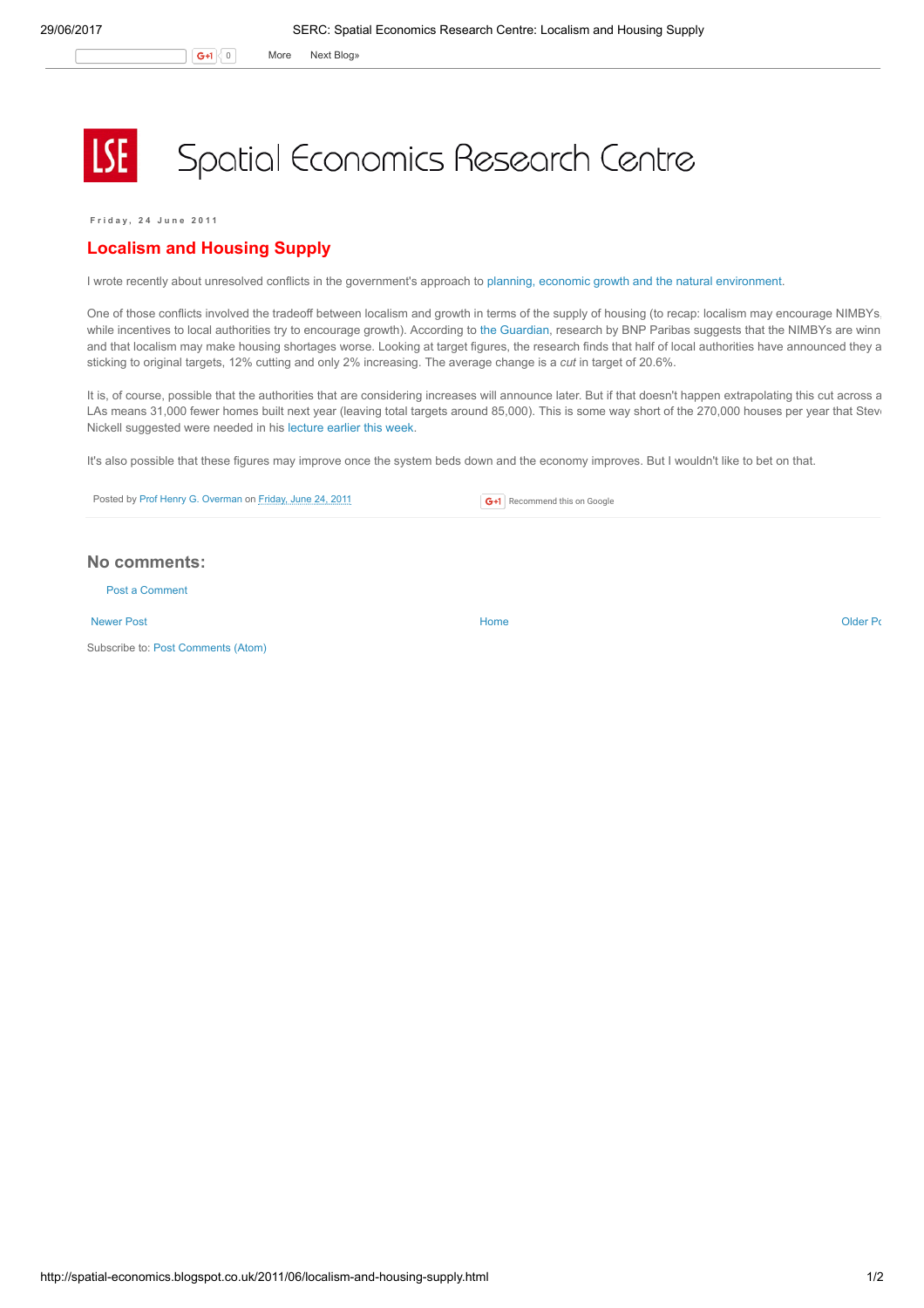Spatial Economics Research Centre

Friday, 24 June 2011

# Localism and Housing Supply

I wrote recently about unresolved conflicts in the government's approach to planning, economic growth and the natural environment.

One of those conflicts involved the tradeoff between localism and growth in terms of the supply of housing (to recap: localism may encourage NIMBYs, while incentives to local authorities try to encourage growth). According to the Guardian, research by BNP Paribas suggests that the NIMBYs are winn and that localism may make housing shortages worse. Looking at target figures, the research finds that half of local authorities have announced they a sticking to original targets, 12% cutting and only 2% increasing. The average change is a *cut* in target of 20.6%.

It is, of course, possible that the authorities that are considering increases will announce later. But if that doesn't happen extrapolating this cut across a LAs means 31,000 fewer homes built next year (leaving total targets around 85,000). This is some way short of the 270,000 houses per year that Stev Nickell suggested were needed in his lecture earlier this week.

It's also possible that these figures may improve once the system beds down and the economy improves. But I wouldn't like to bet on that.

Posted by Prof Henry G. Overman on Friday, June 24, 2011

## No comments:

Post a Comment

Newer Post | Home | Older Po

Subscribe to: Post Comments (Atom)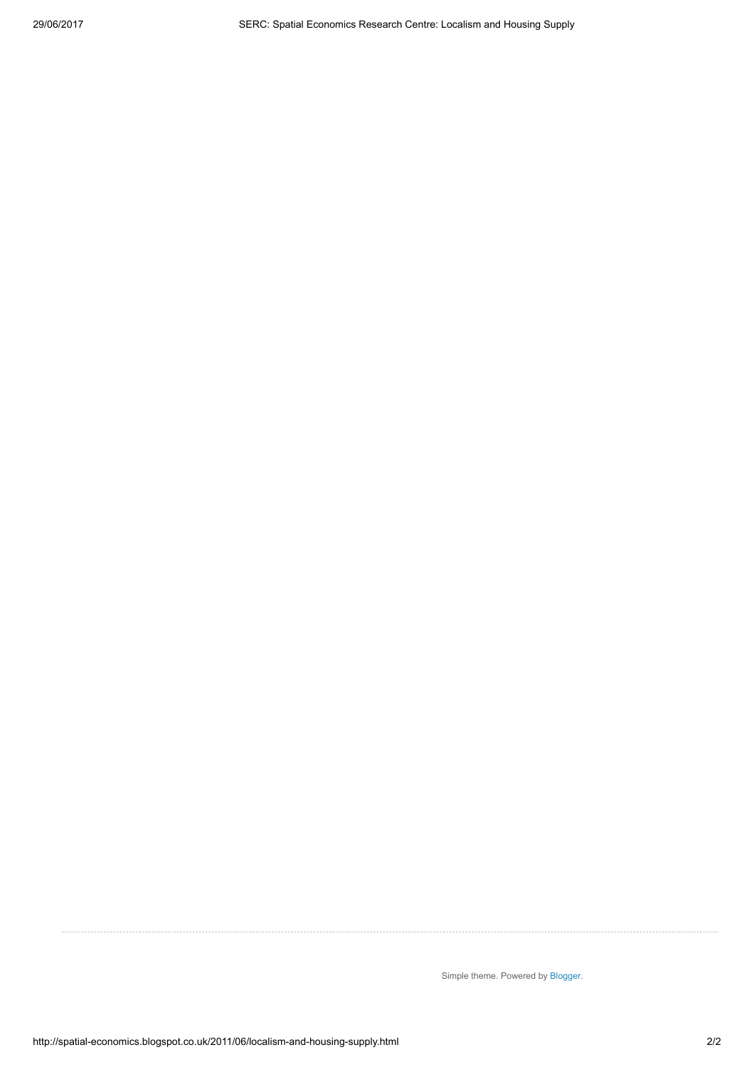Simple theme. Powered by Blogger.